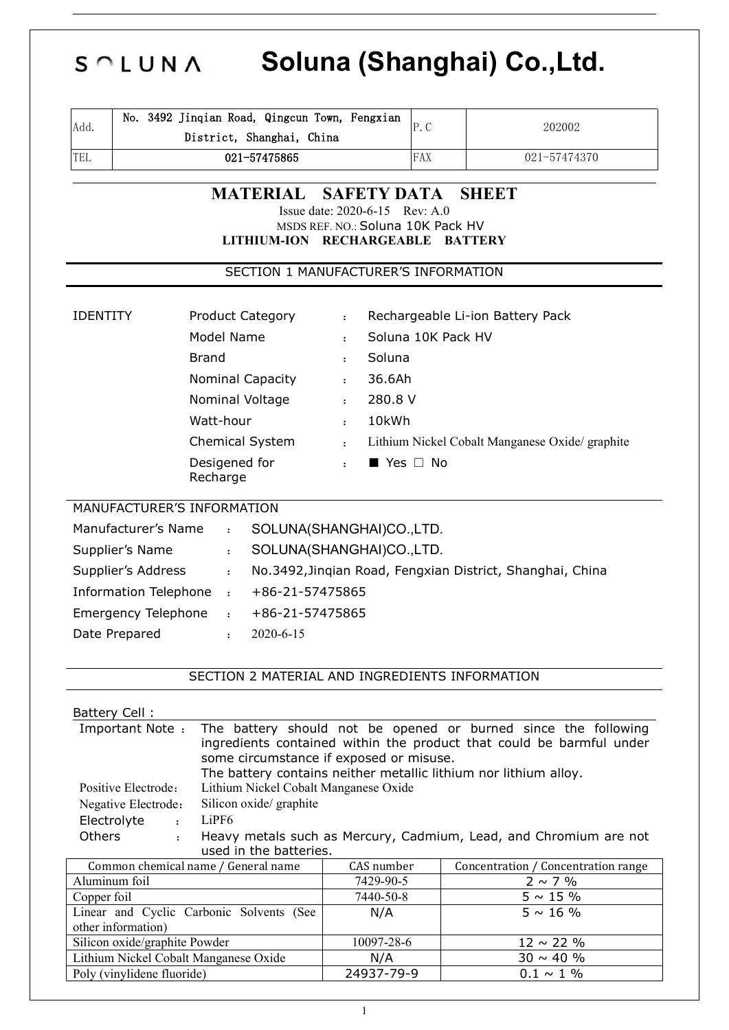# SOLUNA Soluna (Shanghai) Co.,Ltd.

| Add. | No. 3492 Jinqian Road, Qingcun Town, Fengxian District, Shanghai, China | P.C | 202002 |
|---|---|---|---|
| TEL | 021-57475865 | FAX | 021-57474370 |

## MATERIAL SAFETY DATA SHEET

Issue date: 2020-6-15 Rev: A.0

MSDS REF. NO.: Soluna 10K Pack HV

**LITHIUM-ION RECHARGEABLE BATTERY**

### SECTION 1 MANUFACTURER'S INFORMATION

IDENTITY

| | | |
|---|---|---|
| Product Category | : | Rechargeable Li-ion Battery Pack |
| Model Name | : | Soluna 10K Pack HV |
| Brand | : | Soluna |
| Nominal Capacity | : | 36.6Ah |
| Nominal Voltage | : | 280.8 V |
| Watt-hour | : | 10kWh |
| Chemical System | : | Lithium Nickel Cobalt Manganese Oxide/ graphite |
| Desigened for Recharge | : | ■ Yes □ No |

MANUFACTURER'S INFORMATION

| | | |
|---|---|---|
| Manufacturer's Name | : | SOLUNA(SHANGHAI)CO.,LTD. |
| Supplier's Name | : | SOLUNA(SHANGHAI)CO.,LTD. |
| Supplier's Address | : | No.3492,Jinqian Road, Fengxian District, Shanghai, China |
| Information Telephone | : | +86-21-57475865 |
| Emergency Telephone | : | +86-21-57475865 |
| Date Prepared | : | 2020-6-15 |

### SECTION 2 MATERIAL AND INGREDIENTS INFORMATION

Battery Cell :

Important Note : The battery should not be opened or burned since the following ingredients contained within the product that could be barmful under some circumstance if exposed or misuse.
The battery contains neither metallic lithium nor lithium alloy.

Positive Electrode: Lithium Nickel Cobalt Manganese Oxide

Negative Electrode: Silicon oxide/ graphite

Electrolyte : $LiPF_6$

Others : Heavy metals such as Mercury, Cadmium, Lead, and Chromium are not used in the batteries.

| Common chemical name / General name | CAS number | Concentration / Concentration range |
|---|---|---|
| Aluminum foil | 7429-90-5 | 2 ~ 7 % |
| Copper foil | 7440-50-8 | 5 ~ 15 % |
| Linear and Cyclic Carbonic Solvents (See other information) | N/A | 5 ~ 16 % |
| Silicon oxide/graphite Powder | 10097-28-6 | 12 ~ 22 % |
| Lithium Nickel Cobalt Manganese Oxide | N/A | 30 ~ 40 % |
| Poly (vinylidene fluoride) | 24937-79-9 | 0.1 ~ 1 % |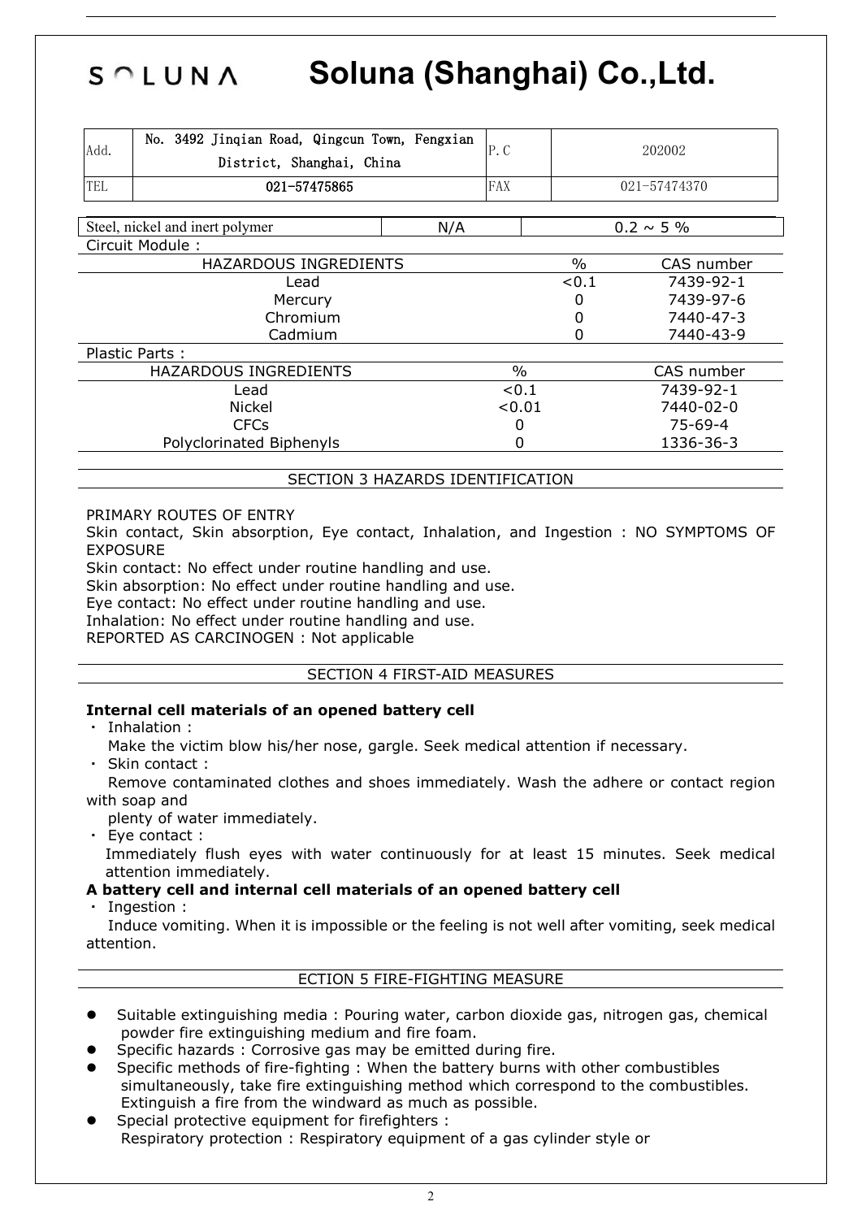# Soluna (Shanghai) Co.,Ltd.

| Add. | No. 3492 Jinqian Road, Qingcun Town, Fengxian District, Shanghai, China | P.C | 202002 |
|---|---|---|---|
| TEL | 021-57475865 | FAX | 021-57474370 |

| Steel, nickel and inert polymer | N/A | 0.2 ~ 5 % |
|---|---|---|

Circuit Module :

| HAZARDOUS INGREDIENTS | % | CAS number |
|---|---|---|
| Lead | <0.1 | 7439-92-1 |
| Mercury | 0 | 7439-97-6 |
| Chromium | 0 | 7440-47-3 |
| Cadmium | 0 | 7440-43-9 |

Plastic Parts :

| HAZARDOUS INGREDIENTS | % | CAS number |
|---|---|---|
| Lead | <0.1 | 7439-92-1 |
| Nickel | <0.01 | 7440-02-0 |
| CFCs | 0 | 75-69-4 |
| Polyclorinated Biphenyls | 0 | 1336-36-3 |

## SECTION 3 HAZARDS IDENTIFICATION

PRIMARY ROUTES OF ENTRY

Skin contact, Skin absorption, Eye contact, Inhalation, and Ingestion : NO SYMPTOMS OF EXPOSURE

Skin contact: No effect under routine handling and use.

Skin absorption: No effect under routine handling and use.

Eye contact: No effect under routine handling and use.

Inhalation: No effect under routine handling and use.

REPORTED AS CARCINOGEN : Not applicable

## SECTION 4 FIRST-AID MEASURES

**Internal cell materials of an opened battery cell**

- Inhalation :
  Make the victim blow his/her nose, gargle. Seek medical attention if necessary.
- Skin contact :
  Remove contaminated clothes and shoes immediately. Wash the adhere or contact region with soap and plenty of water immediately.
- Eye contact :
  Immediately flush eyes with water continuously for at least 15 minutes. Seek medical attention immediately.

**A battery cell and internal cell materials of an opened battery cell**

- Ingestion :
  Induce vomiting. When it is impossible or the feeling is not well after vomiting, seek medical attention.

## ECTION 5 FIRE-FIGHTING MEASURE

- Suitable extinguishing media : Pouring water, carbon dioxide gas, nitrogen gas, chemical powder fire extinguishing medium and fire foam.
- Specific hazards : Corrosive gas may be emitted during fire.
- Specific methods of fire-fighting : When the battery burns with other combustibles simultaneously, take fire extinguishing method which correspond to the combustibles. Extinguish a fire from the windward as much as possible.
- Special protective equipment for firefighters :
  Respiratory protection : Respiratory equipment of a gas cylinder style or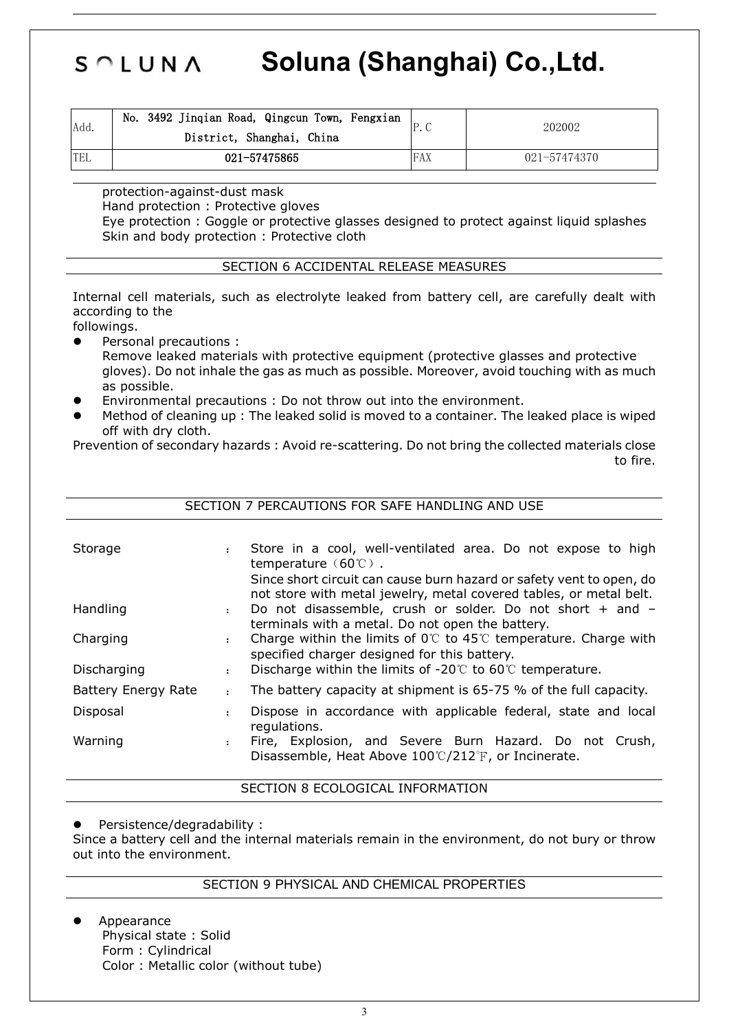# Soluna (Shanghai) Co.,Ltd.

| Add. | No. 3492 Jinqian Road, Qingcun Town, Fengxian District, Shanghai, China | P.C | 202002 |
|---|---|---|---|
| TEL | 021-57475865 | FAX | 021-57474370 |

protection-against-dust mask
Hand protection : Protective gloves
Eye protection : Goggle or protective glasses designed to protect against liquid splashes
Skin and body protection : Protective cloth

## SECTION 6 ACCIDENTAL RELEASE MEASURES

Internal cell materials, such as electrolyte leaked from battery cell, are carefully dealt with according to the
followings.

- Personal precautions :
  Remove leaked materials with protective equipment (protective glasses and protective gloves). Do not inhale the gas as much as possible. Moreover, avoid touching with as much as possible.
- Environmental precautions : Do not throw out into the environment.
- Method of cleaning up : The leaked solid is moved to a container. The leaked place is wiped off with dry cloth.

Prevention of secondary hazards : Avoid re-scattering. Do not bring the collected materials close to fire.

## SECTION 7 PERCAUTIONS FOR SAFE HANDLING AND USE

| | | |
|---|---|---|
| Storage | : | Store in a cool, well-ventilated area. Do not expose to high temperature（60℃）. Since short circuit can cause burn hazard or safety vent to open, do not store with metal jewelry, metal covered tables, or metal belt. |
| Handling | : | Do not disassemble, crush or solder. Do not short + and – terminals with a metal. Do not open the battery. |
| Charging | : | Charge within the limits of 0℃ to 45℃ temperature. Charge with specified charger designed for this battery. |
| Discharging | : | Discharge within the limits of -20℃ to 60℃ temperature. |
| Battery Energy Rate | : | The battery capacity at shipment is 65-75 % of the full capacity. |
| Disposal | : | Dispose in accordance with applicable federal, state and local regulations. |
| Warning | : | Fire, Explosion, and Severe Burn Hazard. Do not Crush, Disassemble, Heat Above 100℃/212℉, or Incinerate. |

## SECTION 8 ECOLOGICAL INFORMATION

- Persistence/degradability :

Since a battery cell and the internal materials remain in the environment, do not bury or throw out into the environment.

## SECTION 9 PHYSICAL AND CHEMICAL PROPERTIES

- Appearance
  Physical state : Solid
  Form : Cylindrical
  Color : Metallic color (without tube)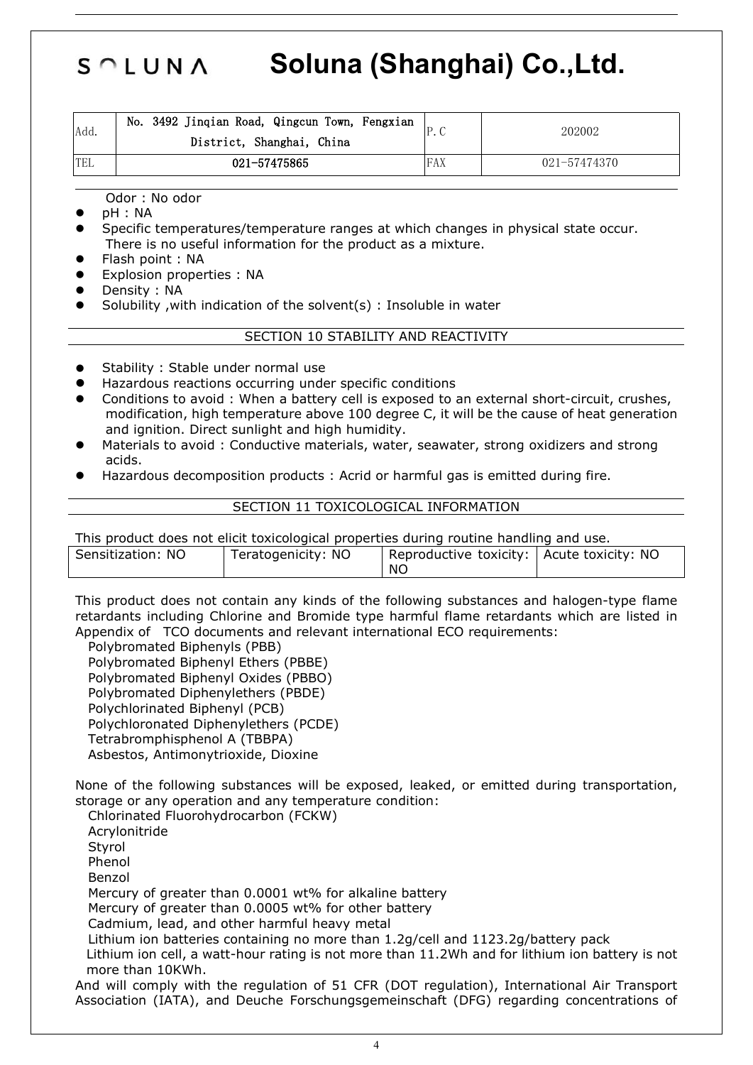# SOLUNA Soluna (Shanghai) Co.,Ltd.

| Add. | No. 3492 Jinqian Road, Qingcun Town, Fengxian District, Shanghai, China | P.C | 202002 |
| --- | --- | --- | --- |
| TEL | 021-57475865 | FAX | 021-57474370 |

Odor : No odor

- pH : NA
- Specific temperatures/temperature ranges at which changes in physical state occur. There is no useful information for the product as a mixture.
- Flash point : NA
- Explosion properties : NA
- Density : NA
- Solubility ,with indication of the solvent(s) : Insoluble in water

## SECTION 10 STABILITY AND REACTIVITY

- Stability : Stable under normal use
- Hazardous reactions occurring under specific conditions
- Conditions to avoid : When a battery cell is exposed to an external short-circuit, crushes, modification, high temperature above 100 degree C, it will be the cause of heat generation and ignition. Direct sunlight and high humidity.
- Materials to avoid : Conductive materials, water, seawater, strong oxidizers and strong acids.
- Hazardous decomposition products : Acrid or harmful gas is emitted during fire.

## SECTION 11 TOXICOLOGICAL INFORMATION

This product does not elicit toxicological properties during routine handling and use.

| Sensitization: NO | Teratogenicity: NO | Reproductive toxicity: NO | Acute toxicity: NO |
| --- | --- | --- | --- |

This product does not contain any kinds of the following substances and halogen-type flame retardants including Chlorine and Bromide type harmful flame retardants which are listed in Appendix of TCO documents and relevant international ECO requirements:

Polybromated Biphenyls (PBB)
Polybromated Biphenyl Ethers (PBBE)
Polybromated Biphenyl Oxides (PBBO)
Polybromated Diphenylethers (PBDE)
Polychlorinated Biphenyl (PCB)
Polychloronated Diphenylethers (PCDE)
Tetrabromphisphenol A (TBBPA)
Asbestos, Antimonytrioxide, Dioxine

None of the following substances will be exposed, leaked, or emitted during transportation, storage or any operation and any temperature condition:

Chlorinated Fluorohydrocarbon (FCKW)
Acrylonitride
Styrol
Phenol
Benzol
Mercury of greater than 0.0001 wt% for alkaline battery
Mercury of greater than 0.0005 wt% for other battery
Cadmium, lead, and other harmful heavy metal
Lithium ion batteries containing no more than 1.2g/cell and 1123.2g/battery pack
Lithium ion cell, a watt-hour rating is not more than 11.2Wh and for lithium ion battery is not more than 10KWh.

And will comply with the regulation of 51 CFR (DOT regulation), International Air Transport Association (IATA), and Deuche Forschungsgemeinschaft (DFG) regarding concentrations of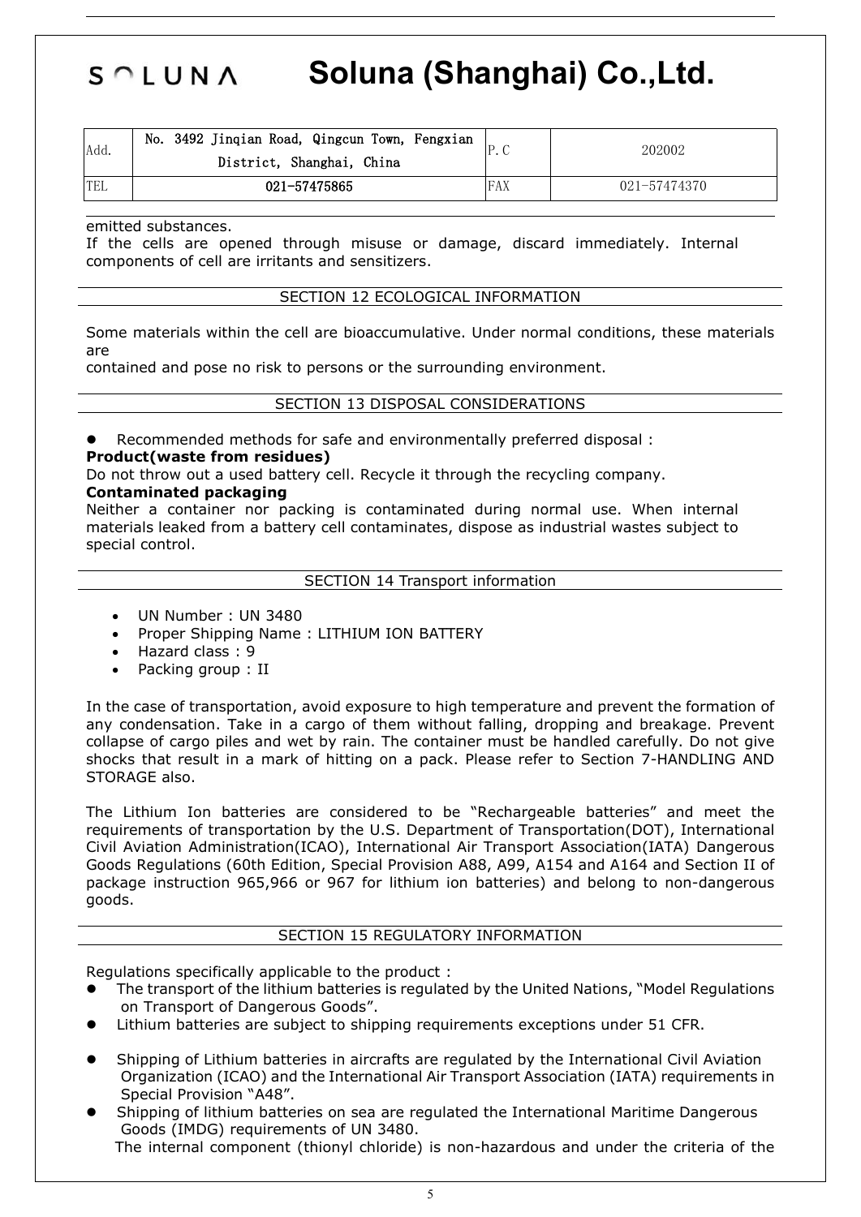emitted substances.
If the cells are opened through misuse or damage, discard immediately. Internal components of cell are irritants and sensitizers.

## SECTION 12 ECOLOGICAL INFORMATION

Some materials within the cell are bioaccumulative. Under normal conditions, these materials are
contained and pose no risk to persons or the surrounding environment.

## SECTION 13 DISPOSAL CONSIDERATIONS

- Recommended methods for safe and environmentally preferred disposal :

**Product(waste from residues)**

Do not throw out a used battery cell. Recycle it through the recycling company.

**Contaminated packaging**

Neither a container nor packing is contaminated during normal use. When internal materials leaked from a battery cell contaminates, dispose as industrial wastes subject to special control.

## SECTION 14 Transport information

- UN Number : UN 3480
- Proper Shipping Name : LITHIUM ION BATTERY
- Hazard class : 9
- Packing group : II

In the case of transportation, avoid exposure to high temperature and prevent the formation of any condensation. Take in a cargo of them without falling, dropping and breakage. Prevent collapse of cargo piles and wet by rain. The container must be handled carefully. Do not give shocks that result in a mark of hitting on a pack. Please refer to Section 7-HANDLING AND STORAGE also.

The Lithium Ion batteries are considered to be "Rechargeable batteries" and meet the requirements of transportation by the U.S. Department of Transportation(DOT), International Civil Aviation Administration(ICAO), International Air Transport Association(IATA) Dangerous Goods Regulations (60th Edition, Special Provision A88, A99, A154 and A164 and Section II of package instruction 965,966 or 967 for lithium ion batteries) and belong to non-dangerous goods.

## SECTION 15 REGULATORY INFORMATION

Regulations specifically applicable to the product :

- The transport of the lithium batteries is regulated by the United Nations, "Model Regulations on Transport of Dangerous Goods".
- Lithium batteries are subject to shipping requirements exceptions under 51 CFR.
- Shipping of Lithium batteries in aircrafts are regulated by the International Civil Aviation Organization (ICAO) and the International Air Transport Association (IATA) requirements in Special Provision "A48".
- Shipping of lithium batteries on sea are regulated the International Maritime Dangerous Goods (IMDG) requirements of UN 3480.

The internal component (thionyl chloride) is non-hazardous and under the criteria of the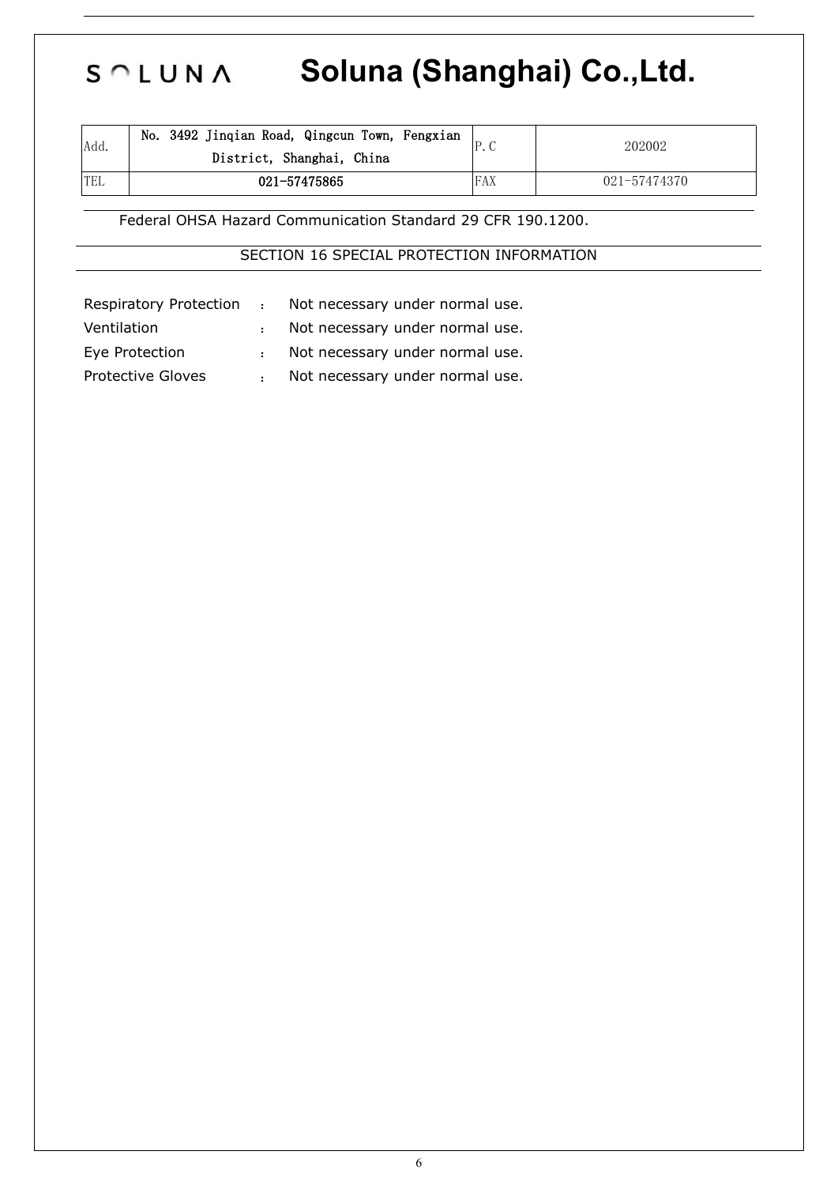# Soluna (Shanghai) Co.,Ltd.

| | | | |
|---|---|---|---|
| Add. | No. 3492 Jinqian Road, Qingcun Town, Fengxian District, Shanghai, China | P.C | 202002 |
| TEL | 021-57475865 | FAX | 021-57474370 |

Federal OHSA Hazard Communication Standard 29 CFR 190.1200.

## SECTION 16 SPECIAL PROTECTION INFORMATION

Respiratory Protection : Not necessary under normal use.

Ventilation : Not necessary under normal use.

Eye Protection : Not necessary under normal use.

Protective Gloves : Not necessary under normal use.